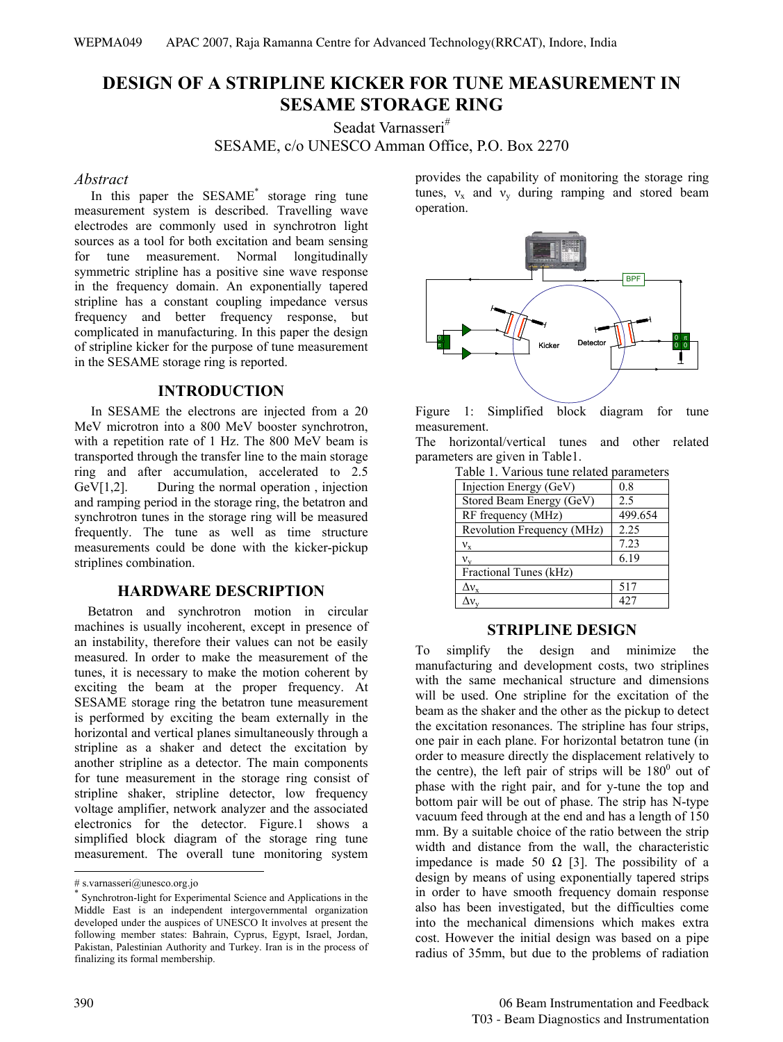# DESIGN OF A STRIPLINE KICKER FOR TUNE MEASUREMENT IN SESAME STORAGE RING

Seadat Varnasseri[#]

SESAME, c/o UNESCO Amman Office, P.O. Box 2270

### *Abstract*

In this paper the SESAME[*] storage ring tune measurement system is described. Travelling wave electrodes are commonly used in synchrotron light sources as a tool for both excitation and beam sensing for tune measurement. Normal longitudinally symmetric stripline has a positive sine wave response in the frequency domain. An exponentially tapered stripline has a constant coupling impedance versus frequency and better frequency response, but complicated in manufacturing. In this paper the design of stripline kicker for the purpose of tune measurement in the SESAME storage ring is reported.

## INTRODUCTION

In SESAME the electrons are injected from a 20 MeV microtron into a 800 MeV booster synchrotron, with a repetition rate of 1 Hz. The 800 MeV beam is transported through the transfer line to the main storage ring and after accumulation, accelerated to 2.5 GeV[1,2]. During the normal operation , injection and ramping period in the storage ring, the betatron and synchrotron tunes in the storage ring will be measured frequently. The tune as well as time structure measurements could be done with the kicker-pickup striplines combination.

## HARDWARE DESCRIPTION

Betatron and synchrotron motion in circular machines is usually incoherent, except in presence of an instability, therefore their values can not be easily measured. In order to make the measurement of the tunes, it is necessary to make the motion coherent by exciting the beam at the proper frequency. At SESAME storage ring the betatron tune measurement is performed by exciting the beam externally in the horizontal and vertical planes simultaneously through a stripline as a shaker and detect the excitation by another stripline as a detector. The main components for tune measurement in the storage ring consist of stripline shaker, stripline detector, low frequency voltage amplifier, network analyzer and the associated electronics for the detector. Figure.1 shows a simplified block diagram of the storage ring tune measurement. The overall tune monitoring system provides the capability of monitoring the storage ring tunes, $\nu_x$ and $\nu_y$ during ramping and stored beam operation.

Figure 1: Simplified block diagram for tune measurement.

The horizontal/vertical tunes and other related parameters are given in Table1.

Table 1. Various tune related parameters

| Parameter | Value |
|---|---|
| Injection Energy (GeV) | 0.8 |
| Stored Beam Energy (GeV) | 2.5 |
| RF frequency (MHz) | 499.654 |
| Revolution Frequency (MHz) | 2.25 |
| $\nu_x$ | 7.23 |
| $\nu_y$ | 6.19 |
| Fractional Tunes (kHz) | |
| $\Delta\nu_x$ | 517 |
| $\Delta\nu_y$ | 427 |

## STRIPLINE DESIGN

To simplify the design and minimize the manufacturing and development costs, two striplines with the same mechanical structure and dimensions will be used. One stripline for the excitation of the beam as the shaker and the other as the pickup to detect the excitation resonances. The stripline has four strips, one pair in each plane. For horizontal betatron tune (in order to measure directly the displacement relatively to the centre), the left pair of strips will be $180^0$ out of phase with the right pair, and for y-tune the top and bottom pair will be out of phase. The strip has N-type vacuum feed through at the end and has a length of 150 mm. By a suitable choice of the ratio between the strip width and distance from the wall, the characteristic impedance is made 50 Ω [3]. The possibility of a design by means of using exponentially tapered strips in order to have smooth frequency domain response also has been investigated, but the difficulties come into the mechanical dimensions which makes extra cost. However the initial design was based on a pipe radius of 35mm, but due to the problems of radiation

---

# s.varnasseri@unesco.org.jo

[*] Synchrotron-light for Experimental Science and Applications in the Middle East is an independent intergovernmental organization developed under the auspices of UNESCO It involves at present the following member states: Bahrain, Cyprus, Egypt, Israel, Jordan, Pakistan, Palestinian Authority and Turkey. Iran is in the process of finalizing its formal membership.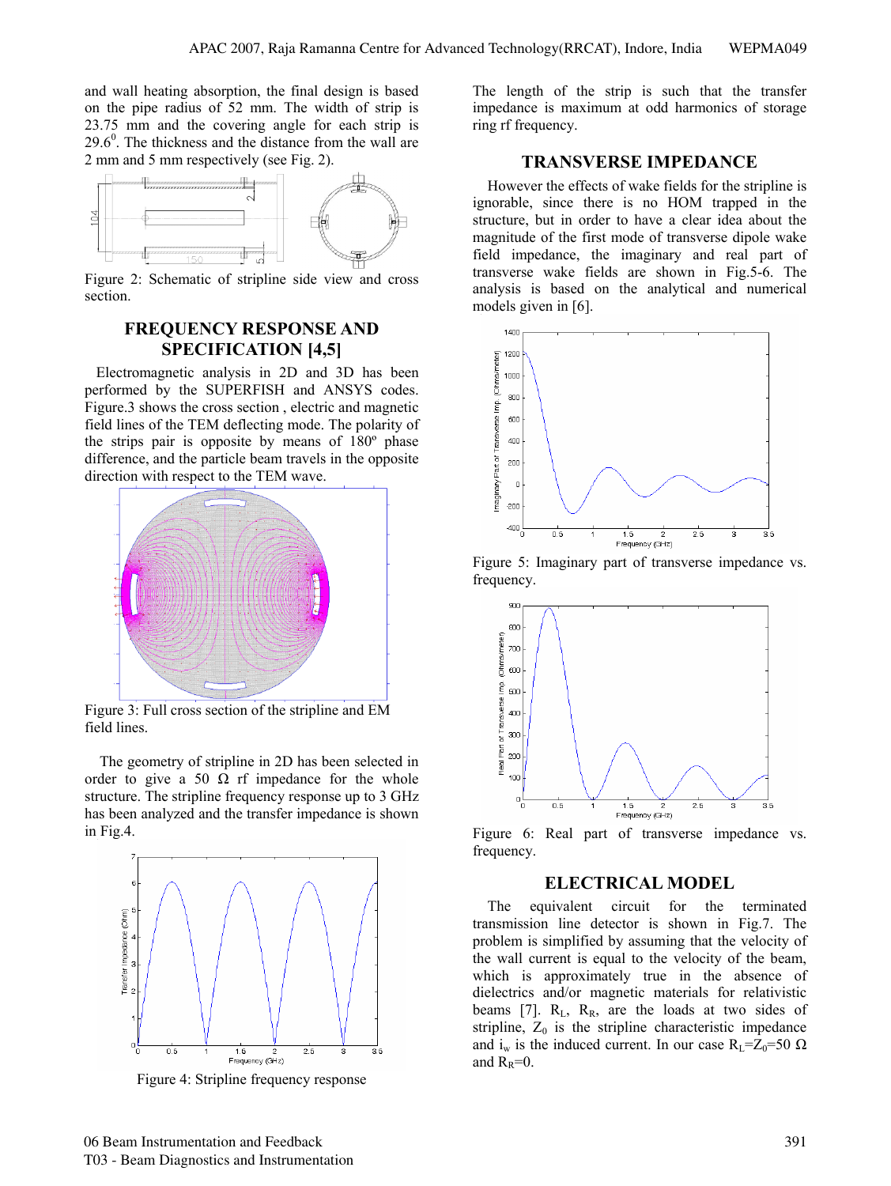and wall heating absorption, the final design is based on the pipe radius of 52 mm. The width of strip is 23.75 mm and the covering angle for each strip is $29.6^0$. The thickness and the distance from the wall are 2 mm and 5 mm respectively (see Fig. 2).

Figure 2: Schematic of stripline side view and cross section.

## FREQUENCY RESPONSE AND SPECIFICATION [4,5]

Electromagnetic analysis in 2D and 3D has been performed by the SUPERFISH and ANSYS codes. Figure.3 shows the cross section , electric and magnetic field lines of the TEM deflecting mode. The polarity of the strips pair is opposite by means of 180º phase difference, and the particle beam travels in the opposite direction with respect to the TEM wave.

Figure 3: Full cross section of the stripline and EM field lines.

The geometry of stripline in 2D has been selected in order to give a 50 Ω rf impedance for the whole structure. The stripline frequency response up to 3 GHz has been analyzed and the transfer impedance is shown in Fig.4.

Figure 4: Stripline frequency response

The length of the strip is such that the transfer impedance is maximum at odd harmonics of storage ring rf frequency.

## TRANSVERSE IMPEDANCE

However the effects of wake fields for the stripline is ignorable, since there is no HOM trapped in the structure, but in order to have a clear idea about the magnitude of the first mode of transverse dipole wake field impedance, the imaginary and real part of transverse wake fields are shown in Fig.5-6. The analysis is based on the analytical and numerical models given in [6].

Figure 5: Imaginary part of transverse impedance vs. frequency.

Figure 6: Real part of transverse impedance vs. frequency.

## ELECTRICAL MODEL

The equivalent circuit for the terminated transmission line detector is shown in Fig.7. The problem is simplified by assuming that the velocity of the wall current is equal to the velocity of the beam, which is approximately true in the absence of dielectrics and/or magnetic materials for relativistic beams [7]. $R_L$, $R_R$, are the loads at two sides of stripline, $Z_0$ is the stripline characteristic impedance and $i_w$ is the induced current. In our case $R_L=Z_0=50\ \Omega$ and $R_R=0$.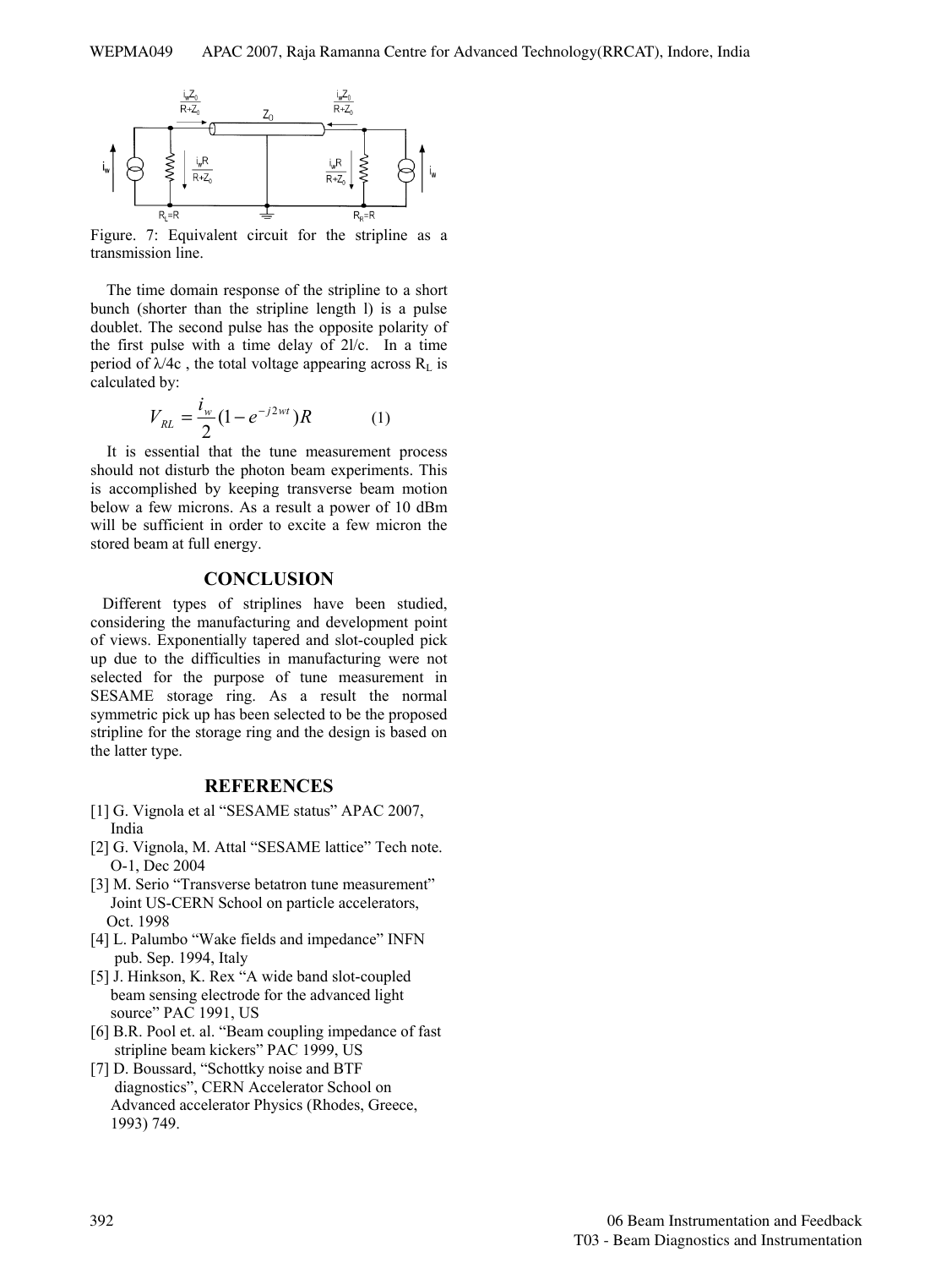$\frac{i_w Z_0}{R+Z_0}$ $\frac{i_w Z_0}{R+Z_0}$

$Z_0$

$i_w$ $\frac{i_w R}{R+Z_0}$ $\frac{i_w R}{R+Z_0}$ $i_w$

$R_L=R$ $R_R=R$

Figure. 7: Equivalent circuit for the stripline as a transmission line.

The time domain response of the stripline to a short bunch (shorter than the stripline length l) is a pulse doublet. The second pulse has the opposite polarity of the first pulse with a time delay of 2l/c. In a time period of λ/4c , the total voltage appearing across $R_L$ is calculated by:

$$V_{RL} = \frac{i_w}{2}(1 - e^{-j2wt})R \qquad (1)$$

It is essential that the tune measurement process should not disturb the photon beam experiments. This is accomplished by keeping transverse beam motion below a few microns. As a result a power of 10 dBm will be sufficient in order to excite a few micron the stored beam at full energy.

## CONCLUSION

Different types of striplines have been studied, considering the manufacturing and development point of views. Exponentially tapered and slot-coupled pick up due to the difficulties in manufacturing were not selected for the purpose of tune measurement in SESAME storage ring. As a result the normal symmetric pick up has been selected to be the proposed stripline for the storage ring and the design is based on the latter type.

## REFERENCES

[1] G. Vignola et al "SESAME status" APAC 2007, India

[2] G. Vignola, M. Attal "SESAME lattice" Tech note. O-1, Dec 2004

[3] M. Serio "Transverse betatron tune measurement" Joint US-CERN School on particle accelerators, Oct. 1998

[4] L. Palumbo "Wake fields and impedance" INFN pub. Sep. 1994, Italy

[5] J. Hinkson, K. Rex "A wide band slot-coupled beam sensing electrode for the advanced light source" PAC 1991, US

[6] B.R. Pool et. al. "Beam coupling impedance of fast stripline beam kickers" PAC 1999, US

[7] D. Boussard, "Schottky noise and BTF diagnostics", CERN Accelerator School on Advanced accelerator Physics (Rhodes, Greece, 1993) 749.